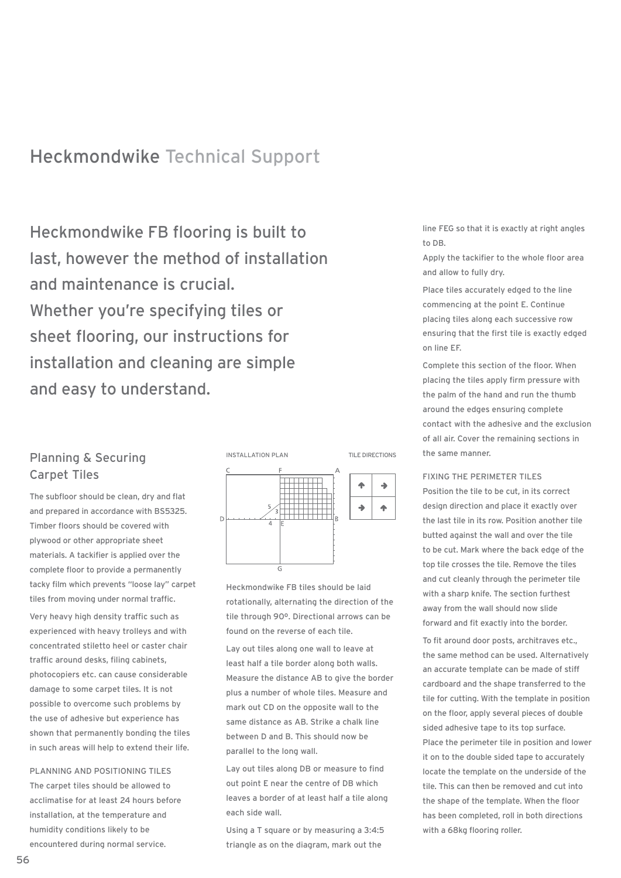# Heckmondwike Technical Support

Heckmondwike FB flooring is built to last, however the method of installation and maintenance is crucial. Whether you're specifying tiles or sheet flooring, our instructions for installation and cleaning are simple and easy to understand.

## Planning & Securing Carpet Tiles

The subfloor should be clean, dry and flat and prepared in accordance with BS5325. Timber floors should be covered with plywood or other appropriate sheet materials. A tackifier is applied over the complete floor to provide a permanently tacky film which prevents "loose lay" carpet tiles from moving under normal traffic.

Very heavy high density traffic such as experienced with heavy trolleys and with concentrated stiletto heel or caster chair traffic around desks, filing cabinets, photocopiers etc. can cause considerable damage to some carpet tiles. It is not possible to overcome such problems by the use of adhesive but experience has shown that permanently bonding the tiles in such areas will help to extend their life.

### PLANNING AND POSITIONING TILES

The carpet tiles should be allowed to acclimatise for at least 24 hours before installation, at the temperature and humidity conditions likely to be encountered during normal service.

INSTALLATION PLAN

TILE DIRECTIONS

Heckmondwike FB tiles should be laid rotationally, alternating the direction of the tile through 90º. Directional arrows can be found on the reverse of each tile.

Lay out tiles along one wall to leave at least half a tile border along both walls. Measure the distance AB to give the border plus a number of whole tiles. Measure and mark out CD on the opposite wall to the same distance as AB. Strike a chalk line between D and B. This should now be parallel to the long wall.

Lay out tiles along DB or measure to find out point E near the centre of DB which leaves a border of at least half a tile along each side wall.

Using a T square or by measuring a 3:4:5 triangle as on the diagram, mark out the line FEG so that it is exactly at right angles to DB.

Apply the tackifier to the whole floor area and allow to fully dry.

Place tiles accurately edged to the line commencing at the point E. Continue placing tiles along each successive row ensuring that the first tile is exactly edged on line EF.

Complete this section of the floor. When placing the tiles apply firm pressure with the palm of the hand and run the thumb around the edges ensuring complete contact with the adhesive and the exclusion of all air. Cover the remaining sections in the same manner.

### FIXING THE PERIMETER TILES

Position the tile to be cut, in its correct design direction and place it exactly over the last tile in its row. Position another tile butted against the wall and over the tile to be cut. Mark where the back edge of the top tile crosses the tile. Remove the tiles and cut cleanly through the perimeter tile with a sharp knife. The section furthest away from the wall should now slide forward and fit exactly into the border.

To fit around door posts, architraves etc., the same method can be used. Alternatively an accurate template can be made of stiff cardboard and the shape transferred to the tile for cutting. With the template in position on the floor, apply several pieces of double sided adhesive tape to its top surface. Place the perimeter tile in position and lower it on to the double sided tape to accurately locate the template on the underside of the tile. This can then be removed and cut into the shape of the template. When the floor has been completed, roll in both directions with a 68kg flooring roller.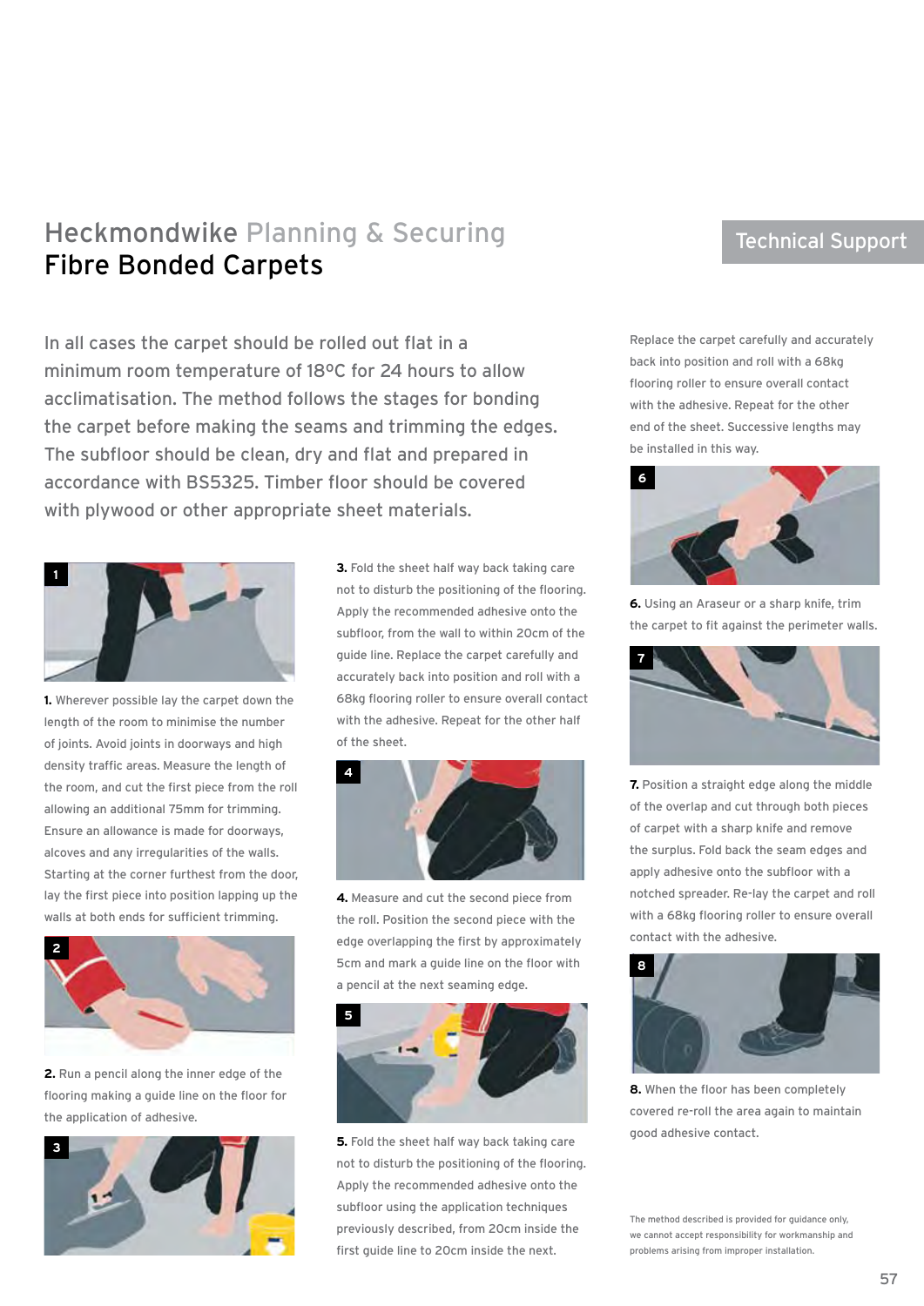# Heckmondwike Planning & Securing Fibre Bonded Carpets

Technical Support

In all cases the carpet should be rolled out flat in a minimum room temperature of 18ºC for 24 hours to allow acclimatisation. The method follows the stages for bonding the carpet before making the seams and trimming the edges. The subfloor should be clean, dry and flat and prepared in accordance with BS5325. Timber floor should be covered with plywood or other appropriate sheet materials.

**1.** Wherever possible lay the carpet down the length of the room to minimise the number of joints. Avoid joints in doorways and high density traffic areas. Measure the length of the room, and cut the first piece from the roll allowing an additional 75mm for trimming. Ensure an allowance is made for doorways, alcoves and any irregularities of the walls. Starting at the corner furthest from the door, lay the first piece into position lapping up the walls at both ends for sufficient trimming.

**2.** Run a pencil along the inner edge of the flooring making a guide line on the floor for the application of adhesive.

**3.** Fold the sheet half way back taking care not to disturb the positioning of the flooring. Apply the recommended adhesive onto the subfloor, from the wall to within 20cm of the guide line. Replace the carpet carefully and accurately back into position and roll with a 68kg flooring roller to ensure overall contact with the adhesive. Repeat for the other half of the sheet.

**4.** Measure and cut the second piece from the roll. Position the second piece with the edge overlapping the first by approximately 5cm and mark a guide line on the floor with a pencil at the next seaming edge.

**5.** Fold the sheet half way back taking care not to disturb the positioning of the flooring. Apply the recommended adhesive onto the subfloor using the application techniques previously described, from 20cm inside the first guide line to 20cm inside the next.

Replace the carpet carefully and accurately back into position and roll with a 68kg flooring roller to ensure overall contact with the adhesive. Repeat for the other end of the sheet. Successive lengths may be installed in this way.

**6.** Using an Araseur or a sharp knife, trim the carpet to fit against the perimeter walls.

**7.** Position a straight edge along the middle of the overlap and cut through both pieces of carpet with a sharp knife and remove the surplus. Fold back the seam edges and apply adhesive onto the subfloor with a notched spreader. Re-lay the carpet and roll with a 68kg flooring roller to ensure overall contact with the adhesive.

**8.** When the floor has been completely covered re-roll the area again to maintain good adhesive contact.

The method described is provided for guidance only, we cannot accept responsibility for workmanship and problems arising from improper installation.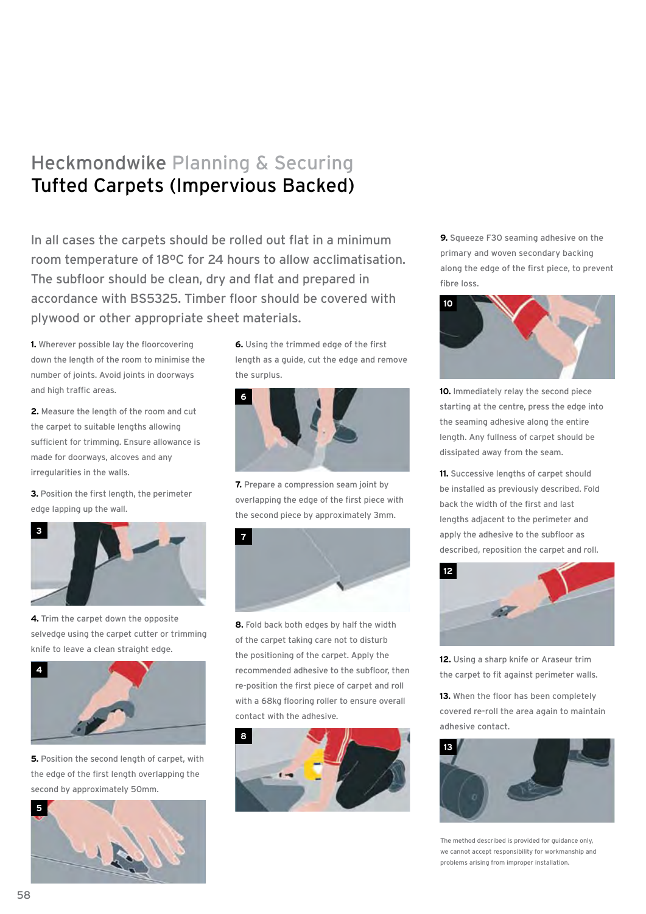# Heckmondwike Planning & Securing
## Tufted Carpets (Impervious Backed)

In all cases the carpets should be rolled out flat in a minimum room temperature of 18ºC for 24 hours to allow acclimatisation. The subfloor should be clean, dry and flat and prepared in accordance with BS5325. Timber floor should be covered with plywood or other appropriate sheet materials.

**1.** Wherever possible lay the floorcovering down the length of the room to minimise the number of joints. Avoid joints in doorways and high traffic areas.

**2.** Measure the length of the room and cut the carpet to suitable lengths allowing sufficient for trimming. Ensure allowance is made for doorways, alcoves and any irregularities in the walls.

**3.** Position the first length, the perimeter edge lapping up the wall.

**4.** Trim the carpet down the opposite selvedge using the carpet cutter or trimming knife to leave a clean straight edge.

**5.** Position the second length of carpet, with the edge of the first length overlapping the second by approximately 50mm.

**6.** Using the trimmed edge of the first length as a guide, cut the edge and remove the surplus.

**7.** Prepare a compression seam joint by overlapping the edge of the first piece with the second piece by approximately 3mm.

**8.** Fold back both edges by half the width of the carpet taking care not to disturb the positioning of the carpet. Apply the recommended adhesive to the subfloor, then re-position the first piece of carpet and roll with a 68kg flooring roller to ensure overall contact with the adhesive.

**9.** Squeeze F30 seaming adhesive on the primary and woven secondary backing along the edge of the first piece, to prevent fibre loss.

**10.** Immediately relay the second piece starting at the centre, press the edge into the seaming adhesive along the entire length. Any fullness of carpet should be dissipated away from the seam.

**11.** Successive lengths of carpet should be installed as previously described. Fold back the width of the first and last lengths adjacent to the perimeter and apply the adhesive to the subfloor as described, reposition the carpet and roll.

**12.** Using a sharp knife or Araseur trim the carpet to fit against perimeter walls.

**13.** When the floor has been completely covered re-roll the area again to maintain adhesive contact.

The method described is provided for guidance only, we cannot accept responsibility for workmanship and problems arising from improper installation.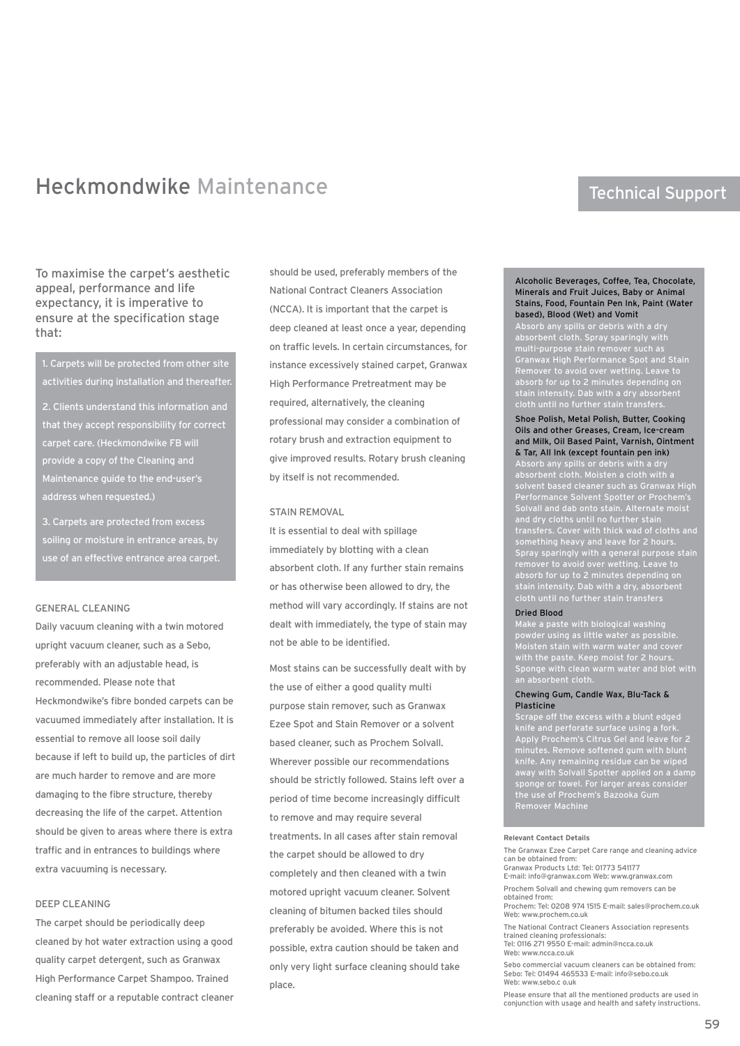# Heckmondwike Maintenance

## Technical Support

To maximise the carpet's aesthetic appeal, performance and life expectancy, it is imperative to ensure at the specification stage that:

1. Carpets will be protected from other site activities during installation and thereafter.

2. Clients understand this information and that they accept responsibility for correct carpet care. (Heckmondwike FB will provide a copy of the Cleaning and Maintenance guide to the end-user's address when requested.)

3. Carpets are protected from excess soiling or moisture in entrance areas, by use of an effective entrance area carpet.

### GENERAL CLEANING

Daily vacuum cleaning with a twin motored upright vacuum cleaner, such as a Sebo, preferably with an adjustable head, is recommended. Please note that Heckmondwike's fibre bonded carpets can be vacuumed immediately after installation. It is essential to remove all loose soil daily because if left to build up, the particles of dirt are much harder to remove and are more damaging to the fibre structure, thereby decreasing the life of the carpet. Attention should be given to areas where there is extra traffic and in entrances to buildings where extra vacuuming is necessary.

### DEEP CLEANING

The carpet should be periodically deep cleaned by hot water extraction using a good quality carpet detergent, such as Granwax High Performance Carpet Shampoo. Trained cleaning staff or a reputable contract cleaner should be used, preferably members of the National Contract Cleaners Association (NCCA). It is important that the carpet is deep cleaned at least once a year, depending on traffic levels. In certain circumstances, for instance excessively stained carpet, Granwax High Performance Pretreatment may be required, alternatively, the cleaning professional may consider a combination of rotary brush and extraction equipment to give improved results. Rotary brush cleaning by itself is not recommended.

### STAIN REMOVAL

It is essential to deal with spillage immediately by blotting with a clean absorbent cloth. If any further stain remains or has otherwise been allowed to dry, the method will vary accordingly. If stains are not dealt with immediately, the type of stain may not be able to be identified.

Most stains can be successfully dealt with by the use of either a good quality multi purpose stain remover, such as Granwax Ezee Spot and Stain Remover or a solvent based cleaner, such as Prochem Solvall. Wherever possible our recommendations should be strictly followed. Stains left over a period of time become increasingly difficult to remove and may require several treatments. In all cases after stain removal the carpet should be allowed to dry completely and then cleaned with a twin motored upright vacuum cleaner. Solvent cleaning of bitumen backed tiles should preferably be avoided. Where this is not possible, extra caution should be taken and only very light surface cleaning should take place.

**Alcoholic Beverages, Coffee, Tea, Chocolate, Minerals and Fruit Juices, Baby or Animal Stains, Food, Fountain Pen Ink, Paint (Water based), Blood (Wet) and Vomit**
Absorb any spills or debris with a dry absorbent cloth. Spray sparingly with multi-purpose stain remover such as Granwax High Performance Spot and Stain Remover to avoid over wetting. Leave to absorb for up to 2 minutes depending on stain intensity. Dab with a dry absorbent cloth until no further stain transfers.

**Shoe Polish, Metal Polish, Butter, Cooking Oils and other Greases, Cream, Ice-cream and Milk, Oil Based Paint, Varnish, Ointment & Tar, All Ink (except fountain pen ink)**
Absorb any spills or debris with a dry absorbent cloth. Moisten a cloth with a solvent based cleaner such as Granwax High Performance Solvent Spotter or Prochem's Solvall and dab onto stain. Alternate moist and dry cloths until no further stain transfers. Cover with thick wad of cloths and something heavy and leave for 2 hours. Spray sparingly with a general purpose stain remover to avoid over wetting. Leave to absorb for up to 2 minutes depending on stain intensity. Dab with a dry, absorbent cloth until no further stain transfers

**Dried Blood**
Make a paste with biological washing powder using as little water as possible. Moisten stain with warm water and cover with the paste. Keep moist for 2 hours. Sponge with clean warm water and blot with an absorbent cloth.

**Chewing Gum, Candle Wax, Blu-Tack & Plasticine**
Scrape off the excess with a blunt edged knife and perforate surface using a fork. Apply Prochem's Citrus Gel and leave for 2 minutes. Remove softened gum with blunt knife. Any remaining residue can be wiped away with Solvall Spotter applied on a damp sponge or towel. For larger areas consider the use of Prochem's Bazooka Gum Remover Machine

**Relevant Contact Details**

The Granwax Ezee Carpet Care range and cleaning advice can be obtained from:
Granwax Products Ltd: Tel: 01773 541177
E-mail: info@granwax.com Web: www.granwax.com

Prochem Solvall and chewing gum removers can be obtained from:
Prochem: Tel: 0208 974 1515 E-mail: sales@prochem.co.uk
Web: www.prochem.co.uk

The National Contract Cleaners Association represents trained cleaning professionals:
Tel: 0116 271 9550 E-mail: admin@ncca.co.uk
Web: www.ncca.co.uk

Sebo commercial vacuum cleaners can be obtained from:
Sebo: Tel: 01494 465533 E-mail: info@sebo.co.uk
Web: www.sebo.c o.uk

Please ensure that all the mentioned products are used in conjunction with usage and health and safety instructions.